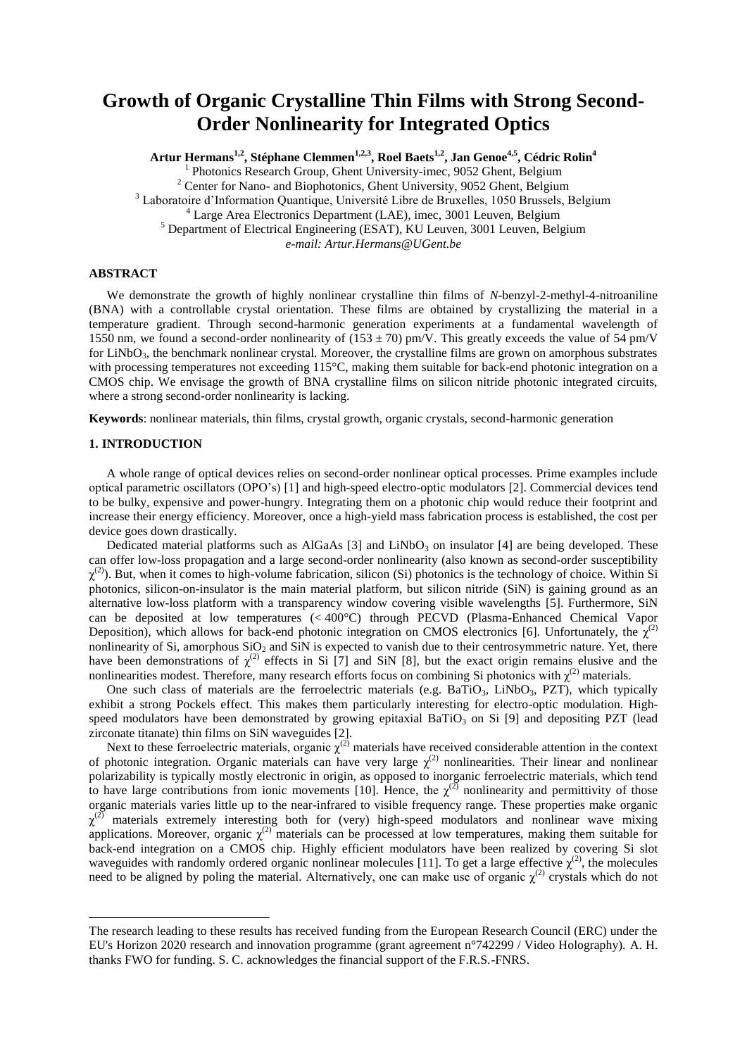# Growth of Organic Crystalline Thin Films with Strong Second-Order Nonlinearity for Integrated Optics

**Artur Hermans[1,2], Stéphane Clemmen[1,2,3], Roel Baets[1,2], Jan Genoe[4,5], Cédric Rolin[4]**

[1] Photonics Research Group, Ghent University-imec, 9052 Ghent, Belgium
[2] Center for Nano- and Biophotonics, Ghent University, 9052 Ghent, Belgium
[3] Laboratoire d'Information Quantique, Université Libre de Bruxelles, 1050 Brussels, Belgium
[4] Large Area Electronics Department (LAE), imec, 3001 Leuven, Belgium
[5] Department of Electrical Engineering (ESAT), KU Leuven, 3001 Leuven, Belgium
*e-mail: Artur.Hermans@UGent.be*

## ABSTRACT

We demonstrate the growth of highly nonlinear crystalline thin films of *N*-benzyl-2-methyl-4-nitroaniline (BNA) with a controllable crystal orientation. These films are obtained by crystallizing the material in a temperature gradient. Through second-harmonic generation experiments at a fundamental wavelength of 1550 nm, we found a second-order nonlinearity of (153 ± 70) pm/V. This greatly exceeds the value of 54 pm/V for $LiNbO_3$, the benchmark nonlinear crystal. Moreover, the crystalline films are grown on amorphous substrates with processing temperatures not exceeding 115°C, making them suitable for back-end photonic integration on a CMOS chip. We envisage the growth of BNA crystalline films on silicon nitride photonic integrated circuits, where a strong second-order nonlinearity is lacking.

**Keywords**: nonlinear materials, thin films, crystal growth, organic crystals, second-harmonic generation

## 1. INTRODUCTION

A whole range of optical devices relies on second-order nonlinear optical processes. Prime examples include optical parametric oscillators (OPO's) [1] and high-speed electro-optic modulators [2]. Commercial devices tend to be bulky, expensive and power-hungry. Integrating them on a photonic chip would reduce their footprint and increase their energy efficiency. Moreover, once a high-yield mass fabrication process is established, the cost per device goes down drastically.

Dedicated material platforms such as AlGaAs [3] and $LiNbO_3$ on insulator [4] are being developed. These can offer low-loss propagation and a large second-order nonlinearity (also known as second-order susceptibility $\chi^{(2)}$). But, when it comes to high-volume fabrication, silicon (Si) photonics is the technology of choice. Within Si photonics, silicon-on-insulator is the main material platform, but silicon nitride (SiN) is gaining ground as an alternative low-loss platform with a transparency window covering visible wavelengths [5]. Furthermore, SiN can be deposited at low temperatures (< 400°C) through PECVD (Plasma-Enhanced Chemical Vapor Deposition), which allows for back-end photonic integration on CMOS electronics [6]. Unfortunately, the $\chi^{(2)}$ nonlinearity of Si, amorphous $SiO_2$ and SiN is expected to vanish due to their centrosymmetric nature. Yet, there have been demonstrations of $\chi^{(2)}$ effects in Si [7] and SiN [8], but the exact origin remains elusive and the nonlinearities modest. Therefore, many research efforts focus on combining Si photonics with $\chi^{(2)}$ materials.

One such class of materials are the ferroelectric materials (e.g. $BaTiO_3$, $LiNbO_3$, PZT), which typically exhibit a strong Pockels effect. This makes them particularly interesting for electro-optic modulation. High-speed modulators have been demonstrated by growing epitaxial $BaTiO_3$ on Si [9] and depositing PZT (lead zirconate titanate) thin films on SiN waveguides [2].

Next to these ferroelectric materials, organic $\chi^{(2)}$ materials have received considerable attention in the context of photonic integration. Organic materials can have very large $\chi^{(2)}$ nonlinearities. Their linear and nonlinear polarizability is typically mostly electronic in origin, as opposed to inorganic ferroelectric materials, which tend to have large contributions from ionic movements [10]. Hence, the $\chi^{(2)}$ nonlinearity and permittivity of those organic materials varies little up to the near-infrared to visible frequency range. These properties make organic $\chi^{(2)}$ materials extremely interesting both for (very) high-speed modulators and nonlinear wave mixing applications. Moreover, organic $\chi^{(2)}$ materials can be processed at low temperatures, making them suitable for back-end integration on a CMOS chip. Highly efficient modulators have been realized by covering Si slot waveguides with randomly ordered organic nonlinear molecules [11]. To get a large effective $\chi^{(2)}$, the molecules need to be aligned by poling the material. Alternatively, one can make use of organic $\chi^{(2)}$ crystals which do not

---

The research leading to these results has received funding from the European Research Council (ERC) under the EU's Horizon 2020 research and innovation programme (grant agreement n°742299 / Video Holography). A. H. thanks FWO for funding. S. C. acknowledges the financial support of the F.R.S.-FNRS.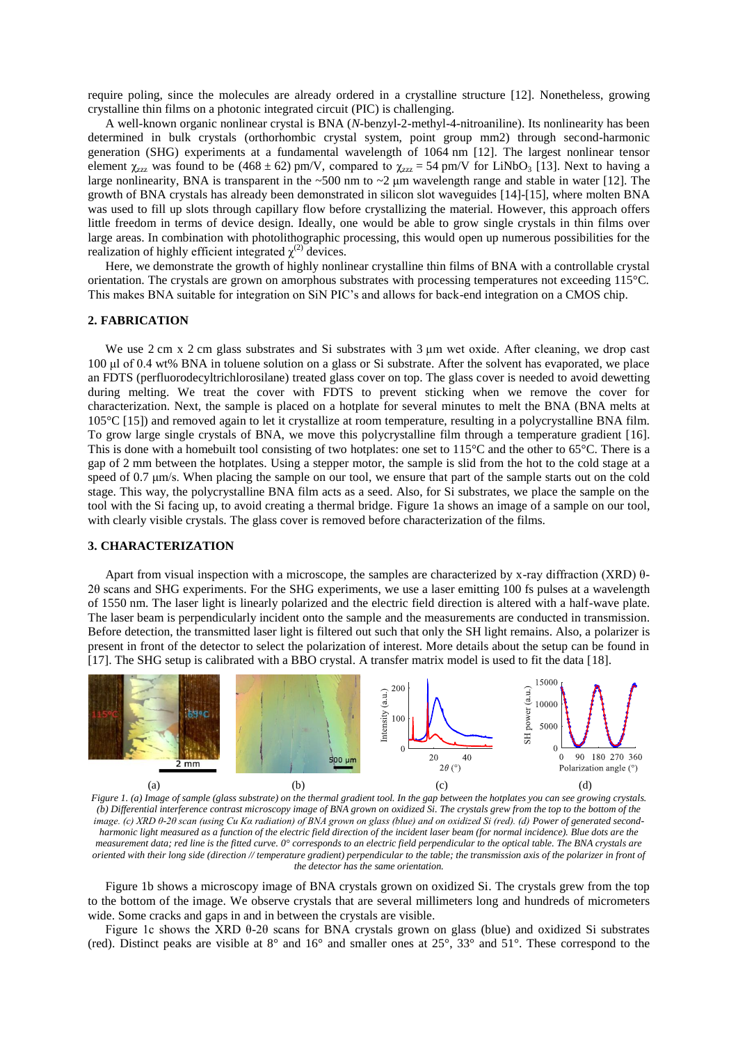require poling, since the molecules are already ordered in a crystalline structure [12]. Nonetheless, growing crystalline thin films on a photonic integrated circuit (PIC) is challenging.

A well-known organic nonlinear crystal is BNA (*N*-benzyl-2-methyl-4-nitroaniline). Its nonlinearity has been determined in bulk crystals (orthorhombic crystal system, point group mm2) through second-harmonic generation (SHG) experiments at a fundamental wavelength of 1064 nm [12]. The largest nonlinear tensor element $\chi_{zzz}$ was found to be (468 ± 62) pm/V, compared to $\chi_{zzz}$ = 54 pm/V for $LiNbO_3$ [13]. Next to having a large nonlinearity, BNA is transparent in the ~500 nm to ~2 µm wavelength range and stable in water [12]. The growth of BNA crystals has already been demonstrated in silicon slot waveguides [14]-[15], where molten BNA was used to fill up slots through capillary flow before crystallizing the material. However, this approach offers little freedom in terms of device design. Ideally, one would be able to grow single crystals in thin films over large areas. In combination with photolithographic processing, this would open up numerous possibilities for the realization of highly efficient integrated $\chi^{(2)}$ devices.

Here, we demonstrate the growth of highly nonlinear crystalline thin films of BNA with a controllable crystal orientation. The crystals are grown on amorphous substrates with processing temperatures not exceeding 115°C. This makes BNA suitable for integration on SiN PIC's and allows for back-end integration on a CMOS chip.

## 2. FABRICATION

We use 2 cm x 2 cm glass substrates and Si substrates with 3 µm wet oxide. After cleaning, we drop cast 100 µl of 0.4 wt% BNA in toluene solution on a glass or Si substrate. After the solvent has evaporated, we place an FDTS (perfluorodecyltrichlorosilane) treated glass cover on top. The glass cover is needed to avoid dewetting during melting. We treat the cover with FDTS to prevent sticking when we remove the cover for characterization. Next, the sample is placed on a hotplate for several minutes to melt the BNA (BNA melts at 105°C [15]) and removed again to let it crystallize at room temperature, resulting in a polycrystalline BNA film. To grow large single crystals of BNA, we move this polycrystalline film through a temperature gradient [16]. This is done with a homebuilt tool consisting of two hotplates: one set to 115°C and the other to 65°C. There is a gap of 2 mm between the hotplates. Using a stepper motor, the sample is slid from the hot to the cold stage at a speed of 0.7 µm/s. When placing the sample on our tool, we ensure that part of the sample starts out on the cold stage. This way, the polycrystalline BNA film acts as a seed. Also, for Si substrates, we place the sample on the tool with the Si facing up, to avoid creating a thermal bridge. Figure 1a shows an image of a sample on our tool, with clearly visible crystals. The glass cover is removed before characterization of the films.

## 3. CHARACTERIZATION

Apart from visual inspection with a microscope, the samples are characterized by x-ray diffraction (XRD) θ-2θ scans and SHG experiments. For the SHG experiments, we use a laser emitting 100 fs pulses at a wavelength of 1550 nm. The laser light is linearly polarized and the electric field direction is altered with a half-wave plate. The laser beam is perpendicularly incident onto the sample and the measurements are conducted in transmission. Before detection, the transmitted laser light is filtered out such that only the SH light remains. Also, a polarizer is present in front of the detector to select the polarization of interest. More details about the setup can be found in [17]. The SHG setup is calibrated with a BBO crystal. A transfer matrix model is used to fit the data [18].

*Figure 1. (a) Image of sample (glass substrate) on the thermal gradient tool. In the gap between the hotplates you can see growing crystals. (b) Differential interference contrast microscopy image of BNA grown on oxidized Si. The crystals grew from the top to the bottom of the image. (c) XRD θ-2θ scan (using Cu Kα radiation) of BNA grown on glass (blue) and on oxidized Si (red). (d) Power of generated second-harmonic light measured as a function of the electric field direction of the incident laser beam (for normal incidence). Blue dots are the measurement data; red line is the fitted curve. 0° corresponds to an electric field perpendicular to the optical table. The BNA crystals are oriented with their long side (direction // temperature gradient) perpendicular to the table; the transmission axis of the polarizer in front of the detector has the same orientation.*

Figure 1b shows a microscopy image of BNA crystals grown on oxidized Si. The crystals grew from the top to the bottom of the image. We observe crystals that are several millimeters long and hundreds of micrometers wide. Some cracks and gaps in and in between the crystals are visible.

Figure 1c shows the XRD θ-2θ scans for BNA crystals grown on glass (blue) and oxidized Si substrates (red). Distinct peaks are visible at 8° and 16° and smaller ones at 25°, 33° and 51°. These correspond to the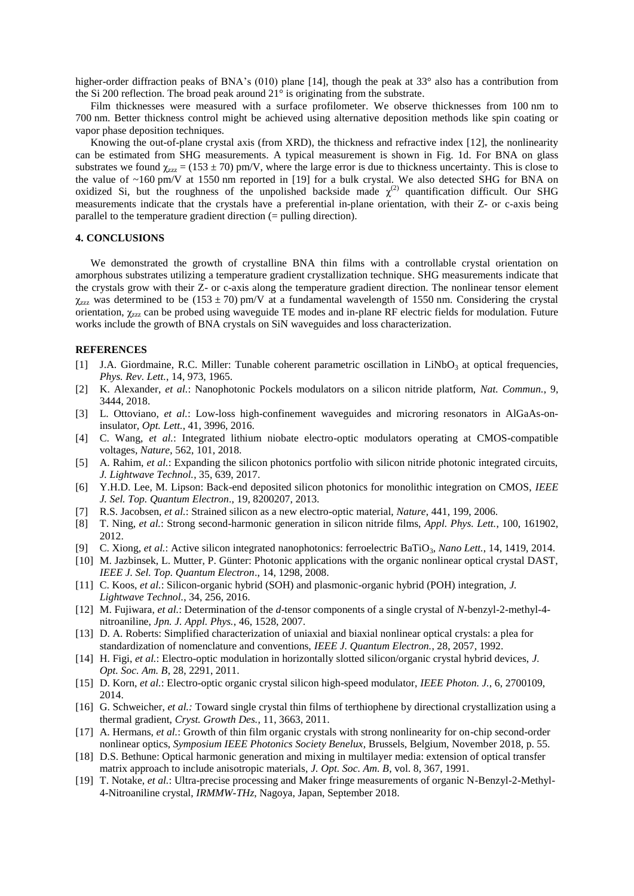higher-order diffraction peaks of BNA's (010) plane [14], though the peak at 33° also has a contribution from the Si 200 reflection. The broad peak around 21° is originating from the substrate.

Film thicknesses were measured with a surface profilometer. We observe thicknesses from 100 nm to 700 nm. Better thickness control might be achieved using alternative deposition methods like spin coating or vapor phase deposition techniques.

Knowing the out-of-plane crystal axis (from XRD), the thickness and refractive index [12], the nonlinearity can be estimated from SHG measurements. A typical measurement is shown in Fig. 1d. For BNA on glass substrates we found $\chi_{zzz}$ = (153 ± 70) pm/V, where the large error is due to thickness uncertainty. This is close to the value of ~160 pm/V at 1550 nm reported in [19] for a bulk crystal. We also detected SHG for BNA on oxidized Si, but the roughness of the unpolished backside made $\chi^{(2)}$ quantification difficult. Our SHG measurements indicate that the crystals have a preferential in-plane orientation, with their Z- or c-axis being parallel to the temperature gradient direction (= pulling direction).

## 4. CONCLUSIONS

We demonstrated the growth of crystalline BNA thin films with a controllable crystal orientation on amorphous substrates utilizing a temperature gradient crystallization technique. SHG measurements indicate that the crystals grow with their Z- or c-axis along the temperature gradient direction. The nonlinear tensor element $\chi_{zzz}$ was determined to be (153 ± 70) pm/V at a fundamental wavelength of 1550 nm. Considering the crystal orientation, $\chi_{zzz}$ can be probed using waveguide TE modes and in-plane RF electric fields for modulation. Future works include the growth of BNA crystals on SiN waveguides and loss characterization.

## REFERENCES

[1] J.A. Giordmaine, R.C. Miller: Tunable coherent parametric oscillation in $LiNbO_3$ at optical frequencies, *Phys. Rev. Lett.*, 14, 973, 1965.

[2] K. Alexander, *et al.*: Nanophotonic Pockels modulators on a silicon nitride platform, *Nat. Commun.*, 9, 3444, 2018.

[3] L. Ottoviano, *et al.*: Low-loss high-confinement waveguides and microring resonators in AlGaAs-on-insulator, *Opt. Lett.*, 41, 3996, 2016.

[4] C. Wang, *et al.*: Integrated lithium niobate electro-optic modulators operating at CMOS-compatible voltages, *Nature*, 562, 101, 2018.

[5] A. Rahim, *et al.*: Expanding the silicon photonics portfolio with silicon nitride photonic integrated circuits, *J. Lightwave Technol.*, 35, 639, 2017.

[6] Y.H.D. Lee, M. Lipson: Back-end deposited silicon photonics for monolithic integration on CMOS, *IEEE J. Sel. Top. Quantum Electron*., 19, 8200207, 2013.

[7] R.S. Jacobsen, *et al.*: Strained silicon as a new electro-optic material, *Nature*, 441, 199, 2006.

[8] T. Ning, *et al.*: Strong second-harmonic generation in silicon nitride films, *Appl. Phys. Lett.*, 100, 161902, 2012.

[9] C. Xiong, *et al.*: Active silicon integrated nanophotonics: ferroelectric $BaTiO_3$, *Nano Lett.*, 14, 1419, 2014.

[10] M. Jazbinsek, L. Mutter, P. Günter: Photonic applications with the organic nonlinear optical crystal DAST, *IEEE J. Sel. Top. Quantum Electron*., 14, 1298, 2008.

[11] C. Koos, *et al.*: Silicon-organic hybrid (SOH) and plasmonic-organic hybrid (POH) integration, *J. Lightwave Technol.*, 34, 256, 2016.

[12] M. Fujiwara, *et al.*: Determination of the *d*-tensor components of a single crystal of *N*-benzyl-2-methyl-4-nitroaniline, *Jpn. J. Appl. Phys.*, 46, 1528, 2007.

[13] D. A. Roberts: Simplified characterization of uniaxial and biaxial nonlinear optical crystals: a plea for standardization of nomenclature and conventions, *IEEE J. Quantum Electron.*, 28, 2057, 1992.

[14] H. Figi, *et al.*: Electro-optic modulation in horizontally slotted silicon/organic crystal hybrid devices, *J. Opt. Soc. Am. B*, 28, 2291, 2011.

[15] D. Korn, *et al.*: Electro-optic organic crystal silicon high-speed modulator, *IEEE Photon. J.*, 6, 2700109, 2014.

[16] G. Schweicher, *et al.:* Toward single crystal thin films of terthiophene by directional crystallization using a thermal gradient, *Cryst. Growth Des.*, 11, 3663, 2011.

[17] A. Hermans, *et al.*: Growth of thin film organic crystals with strong nonlinearity for on-chip second-order nonlinear optics, *Symposium IEEE Photonics Society Benelux*, Brussels, Belgium, November 2018, p. 55.

[18] D.S. Bethune: Optical harmonic generation and mixing in multilayer media: extension of optical transfer matrix approach to include anisotropic materials, *J. Opt. Soc. Am. B*, vol. 8, 367, 1991.

[19] T. Notake, *et al.*: Ultra-precise processing and Maker fringe measurements of organic N-Benzyl-2-Methyl-4-Nitroaniline crystal, *IRMMW-THz*, Nagoya, Japan, September 2018.